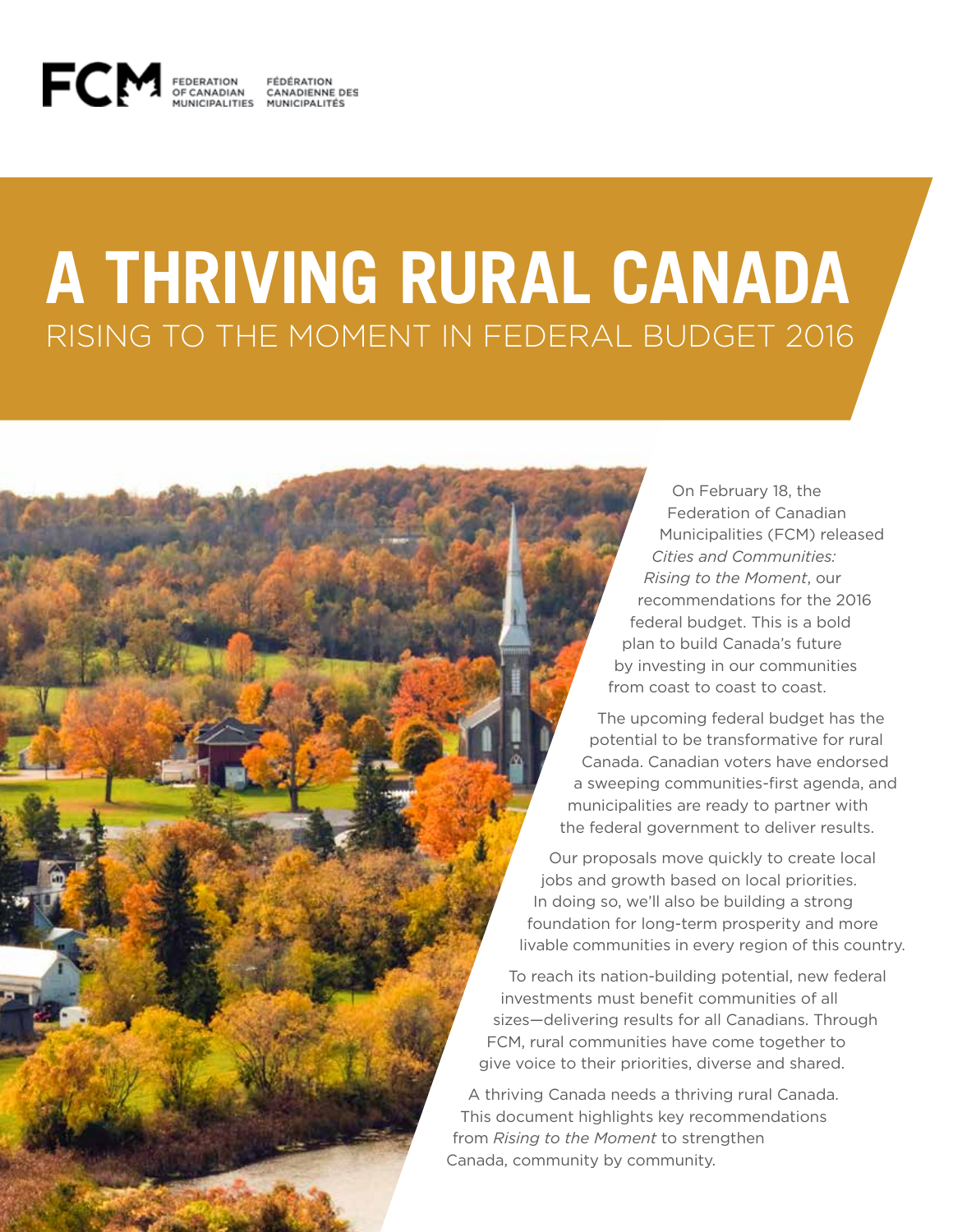FCM FEDERATION OF CANADIAN MUNICIPALITIES FÉDÉRATION CANADIENNE DES MUNICIPALITÉS

# A THRIVING RURAL CANADA

## RISING TO THE MOMENT IN FEDERAL BUDGET 2016

On February 18, the Federation of Canadian Municipalities (FCM) released *Cities and Communities: Rising to the Moment*, our recommendations for the 2016 federal budget. This is a bold plan to build Canada's future by investing in our communities from coast to coast to coast.

The upcoming federal budget has the potential to be transformative for rural Canada. Canadian voters have endorsed a sweeping communities-first agenda, and municipalities are ready to partner with the federal government to deliver results.

Our proposals move quickly to create local jobs and growth based on local priorities. In doing so, we'll also be building a strong foundation for long-term prosperity and more livable communities in every region of this country.

To reach its nation-building potential, new federal investments must benefit communities of all sizes—delivering results for all Canadians. Through FCM, rural communities have come together to give voice to their priorities, diverse and shared.

A thriving Canada needs a thriving rural Canada. This document highlights key recommendations from *Rising to the Moment* to strengthen Canada, community by community.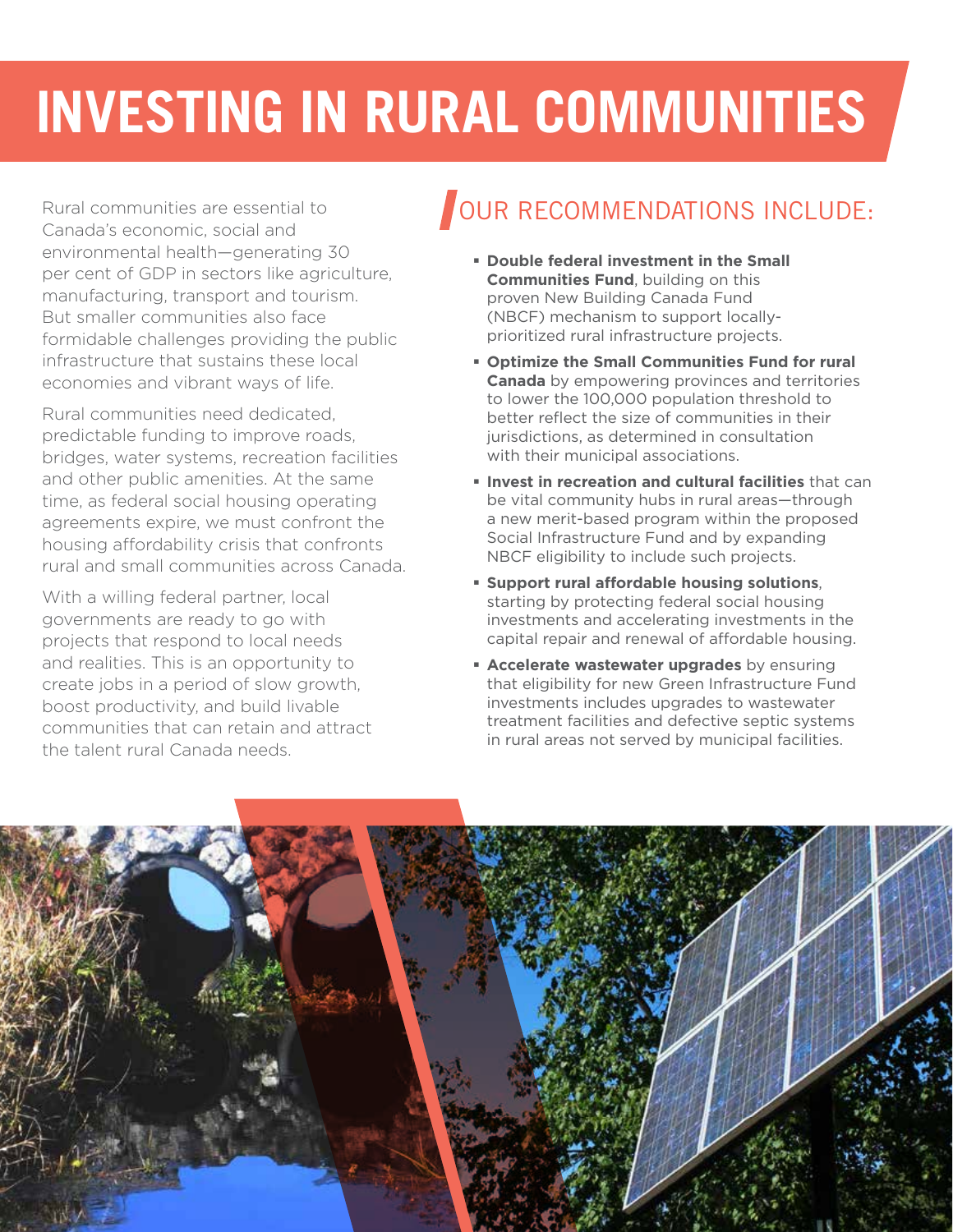# INVESTING IN RURAL COMMUNITIES

Rural communities are essential to Canada's economic, social and environmental health—generating 30 per cent of GDP in sectors like agriculture, manufacturing, transport and tourism. But smaller communities also face formidable challenges providing the public infrastructure that sustains these local economies and vibrant ways of life.

Rural communities need dedicated, predictable funding to improve roads, bridges, water systems, recreation facilities and other public amenities. At the same time, as federal social housing operating agreements expire, we must confront the housing affordability crisis that confronts rural and small communities across Canada.

With a willing federal partner, local governments are ready to go with projects that respond to local needs and realities. This is an opportunity to create jobs in a period of slow growth, boost productivity, and build livable communities that can retain and attract the talent rural Canada needs.

## OUR RECOMMENDATIONS INCLUDE:

- **Double federal investment in the Small Communities Fund**, building on this proven New Building Canada Fund (NBCF) mechanism to support locally-prioritized rural infrastructure projects.
- **Optimize the Small Communities Fund for rural Canada** by empowering provinces and territories to lower the 100,000 population threshold to better reflect the size of communities in their jurisdictions, as determined in consultation with their municipal associations.
- **Invest in recreation and cultural facilities** that can be vital community hubs in rural areas—through a new merit-based program within the proposed Social Infrastructure Fund and by expanding NBCF eligibility to include such projects.
- **Support rural affordable housing solutions**, starting by protecting federal social housing investments and accelerating investments in the capital repair and renewal of affordable housing.
- **Accelerate wastewater upgrades** by ensuring that eligibility for new Green Infrastructure Fund investments includes upgrades to wastewater treatment facilities and defective septic systems in rural areas not served by municipal facilities.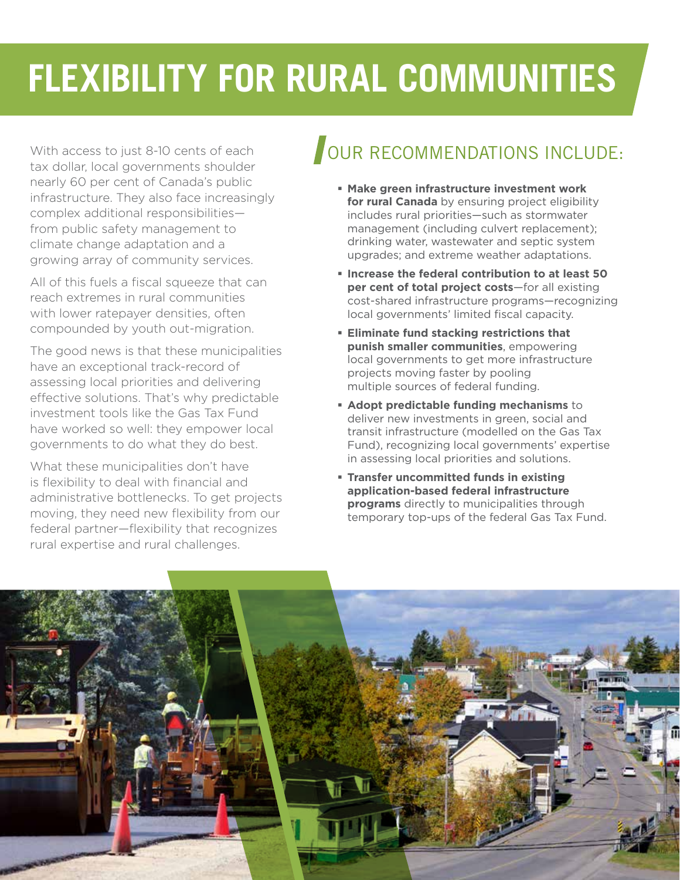# FLEXIBILITY FOR RURAL COMMUNITIES

With access to just 8-10 cents of each tax dollar, local governments shoulder nearly 60 per cent of Canada's public infrastructure. They also face increasingly complex additional responsibilities—from public safety management to climate change adaptation and a growing array of community services.

All of this fuels a fiscal squeeze that can reach extremes in rural communities with lower ratepayer densities, often compounded by youth out-migration.

The good news is that these municipalities have an exceptional track-record of assessing local priorities and delivering effective solutions. That's why predictable investment tools like the Gas Tax Fund have worked so well: they empower local governments to do what they do best.

What these municipalities don't have is flexibility to deal with financial and administrative bottlenecks. To get projects moving, they need new flexibility from our federal partner—flexibility that recognizes rural expertise and rural challenges.

## OUR RECOMMENDATIONS INCLUDE:

- **Make green infrastructure investment work for rural Canada** by ensuring project eligibility includes rural priorities—such as stormwater management (including culvert replacement); drinking water, wastewater and septic system upgrades; and extreme weather adaptations.
- **Increase the federal contribution to at least 50 per cent of total project costs**—for all existing cost-shared infrastructure programs—recognizing local governments' limited fiscal capacity.
- **Eliminate fund stacking restrictions that punish smaller communities**, empowering local governments to get more infrastructure projects moving faster by pooling multiple sources of federal funding.
- **Adopt predictable funding mechanisms** to deliver new investments in green, social and transit infrastructure (modelled on the Gas Tax Fund), recognizing local governments' expertise in assessing local priorities and solutions.
- **Transfer uncommitted funds in existing application-based federal infrastructure programs** directly to municipalities through temporary top-ups of the federal Gas Tax Fund.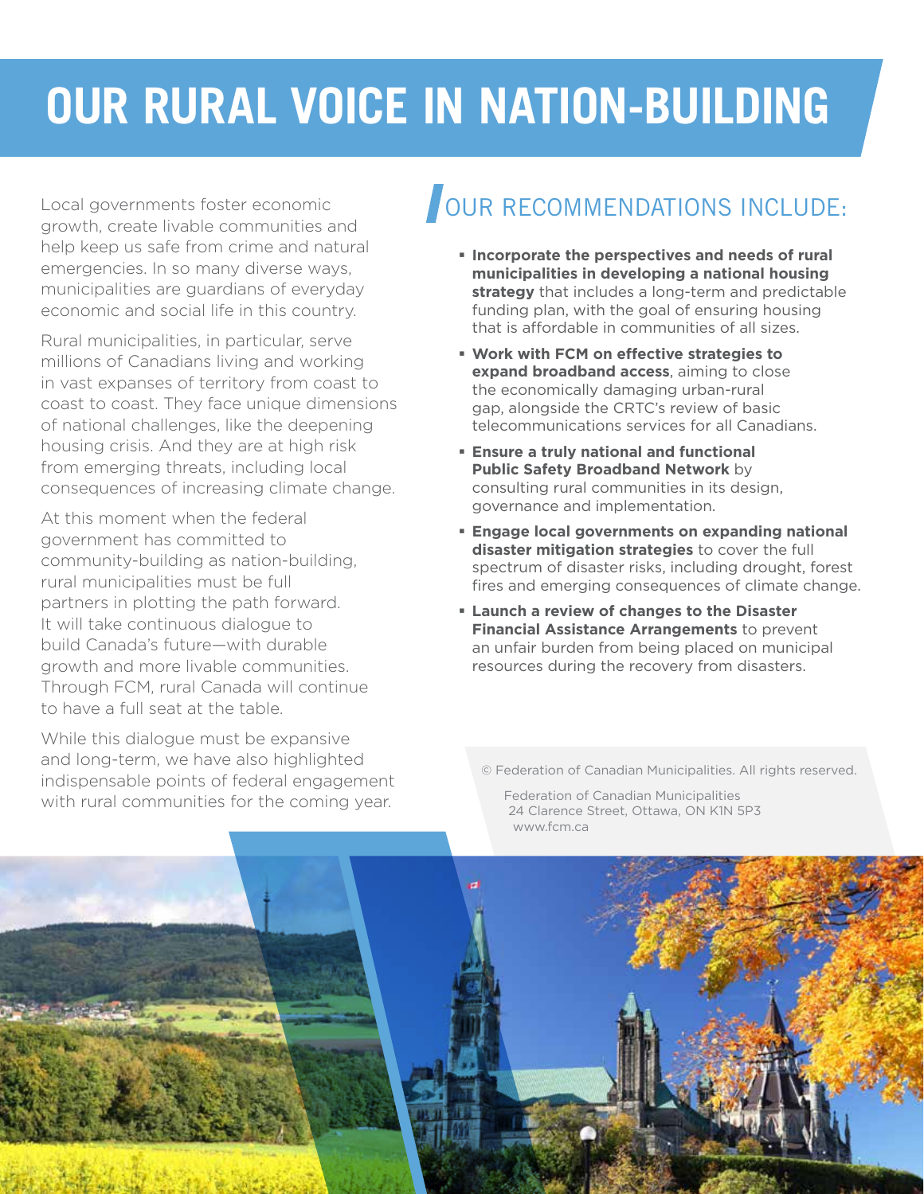# OUR RURAL VOICE IN NATION-BUILDING

Local governments foster economic growth, create livable communities and help keep us safe from crime and natural emergencies. In so many diverse ways, municipalities are guardians of everyday economic and social life in this country.

Rural municipalities, in particular, serve millions of Canadians living and working in vast expanses of territory from coast to coast to coast. They face unique dimensions of national challenges, like the deepening housing crisis. And they are at high risk from emerging threats, including local consequences of increasing climate change.

At this moment when the federal government has committed to community-building as nation-building, rural municipalities must be full partners in plotting the path forward. It will take continuous dialogue to build Canada's future—with durable growth and more livable communities. Through FCM, rural Canada will continue to have a full seat at the table.

While this dialogue must be expansive and long-term, we have also highlighted indispensable points of federal engagement with rural communities for the coming year.

## OUR RECOMMENDATIONS INCLUDE:

- **Incorporate the perspectives and needs of rural municipalities in developing a national housing strategy** that includes a long-term and predictable funding plan, with the goal of ensuring housing that is affordable in communities of all sizes.
- **Work with FCM on effective strategies to expand broadband access**, aiming to close the economically damaging urban-rural gap, alongside the CRTC's review of basic telecommunications services for all Canadians.
- **Ensure a truly national and functional Public Safety Broadband Network** by consulting rural communities in its design, governance and implementation.
- **Engage local governments on expanding national disaster mitigation strategies** to cover the full spectrum of disaster risks, including drought, forest fires and emerging consequences of climate change.
- **Launch a review of changes to the Disaster Financial Assistance Arrangements** to prevent an unfair burden from being placed on municipal resources during the recovery from disasters.

© Federation of Canadian Municipalities. All rights reserved.

Federation of Canadian Municipalities
24 Clarence Street, Ottawa, ON K1N 5P3
www.fcm.ca